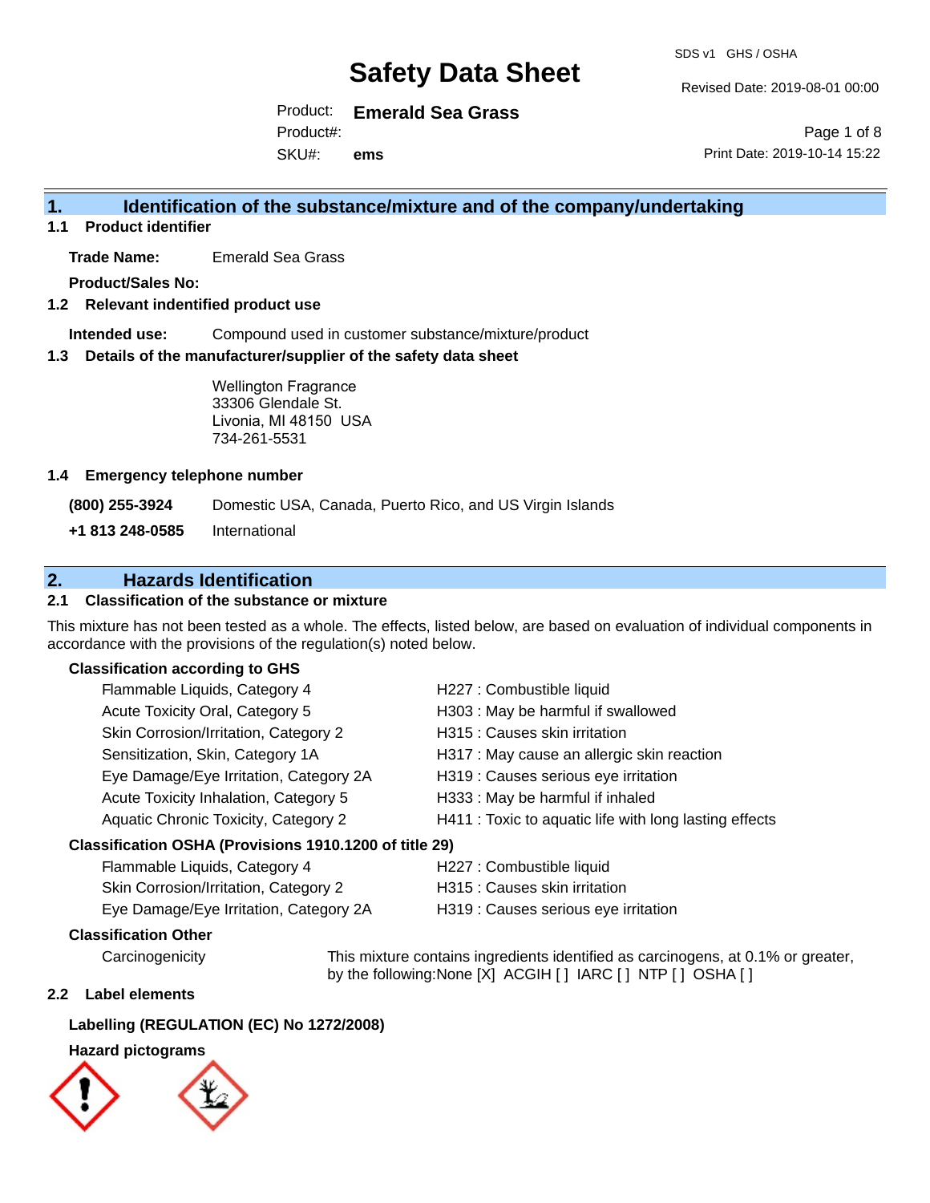# Safety Data Sheet

SDS v1 GHS / OSHA

Revised Date: 2019-08-01 00:00

Product: **Emerald Sea Grass**

Product#:

SKU#: **ems**

Print Date: 2019-10-14 15:22

## 1. Identification of the substance/mixture and of the company/undertaking

### 1.1 Product identifier

**Trade Name:** Emerald Sea Grass

**Product/Sales No:**

### 1.2 Relevant identified product use

**Intended use:** Compound used in customer substance/mixture/product

### 1.3 Details of the manufacturer/supplier of the safety data sheet

Wellington Fragrance
33306 Glendale St.
Livonia, MI 48150 USA
734-261-5531

### 1.4 Emergency telephone number

**(800) 255-3924** Domestic USA, Canada, Puerto Rico, and US Virgin Islands

**+1 813 248-0585** International

## 2. Hazards Identification

### 2.1 Classification of the substance or mixture

This mixture has not been tested as a whole. The effects, listed below, are based on evaluation of individual components in accordance with the provisions of the regulation(s) noted below.

**Classification according to GHS**

| | |
|---|---|
| Flammable Liquids, Category 4 | H227 : Combustible liquid |
| Acute Toxicity Oral, Category 5 | H303 : May be harmful if swallowed |
| Skin Corrosion/Irritation, Category 2 | H315 : Causes skin irritation |
| Sensitization, Skin, Category 1A | H317 : May cause an allergic skin reaction |
| Eye Damage/Eye Irritation, Category 2A | H319 : Causes serious eye irritation |
| Acute Toxicity Inhalation, Category 5 | H333 : May be harmful if inhaled |
| Aquatic Chronic Toxicity, Category 2 | H411 : Toxic to aquatic life with long lasting effects |

**Classification OSHA (Provisions 1910.1200 of title 29)**

| | |
|---|---|
| Flammable Liquids, Category 4 | H227 : Combustible liquid |
| Skin Corrosion/Irritation, Category 2 | H315 : Causes skin irritation |
| Eye Damage/Eye Irritation, Category 2A | H319 : Causes serious eye irritation |

**Classification Other**

Carcinogenicity: This mixture contains ingredients identified as carcinogens, at 0.1% or greater, by the following:None [X] ACGIH [ ] IARC [ ] NTP [ ] OSHA [ ]

### 2.2 Label elements

**Labelling (REGULATION (EC) No 1272/2008)**

**Hazard pictograms**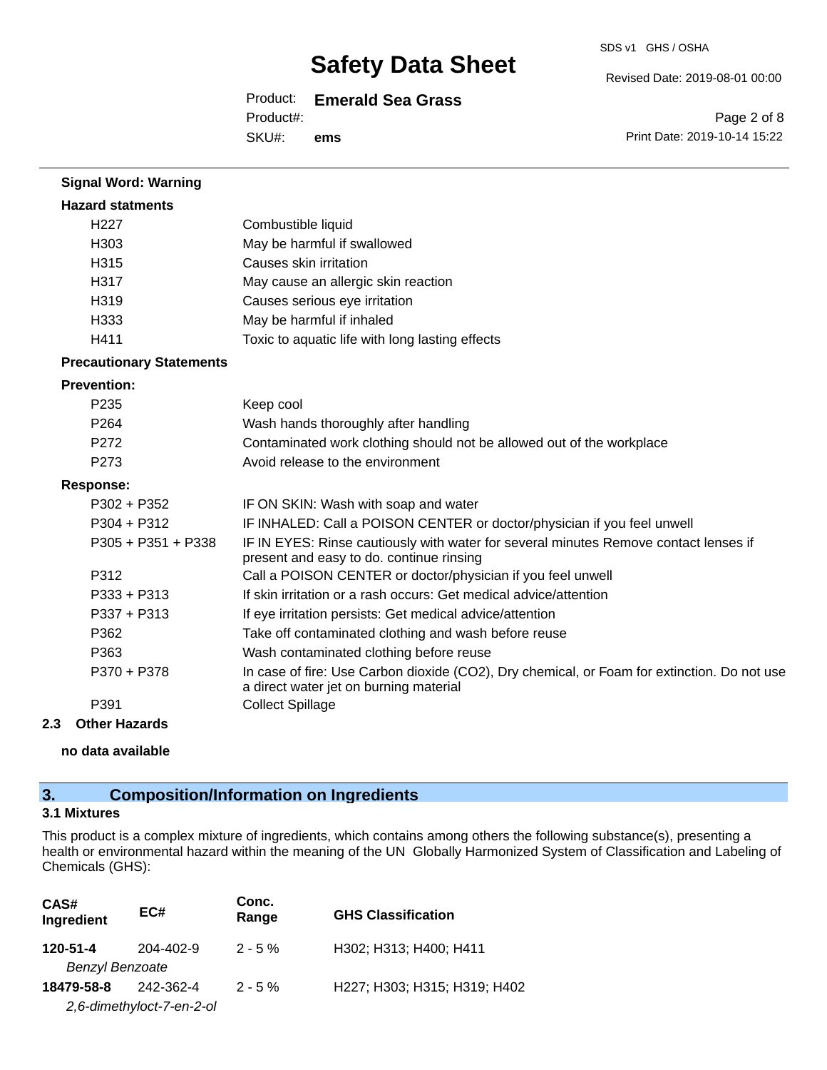**Signal Word: Warning**

**Hazard statments**

| | |
|---|---|
| H227 | Combustible liquid |
| H303 | May be harmful if swallowed |
| H315 | Causes skin irritation |
| H317 | May cause an allergic skin reaction |
| H319 | Causes serious eye irritation |
| H333 | May be harmful if inhaled |
| H411 | Toxic to aquatic life with long lasting effects |

**Precautionary Statements**

**Prevention:**

| | |
|---|---|
| P235 | Keep cool |
| P264 | Wash hands thoroughly after handling |
| P272 | Contaminated work clothing should not be allowed out of the workplace |
| P273 | Avoid release to the environment |

**Response:**

| | |
|---|---|
| P302 + P352 | IF ON SKIN: Wash with soap and water |
| P304 + P312 | IF INHALED: Call a POISON CENTER or doctor/physician if you feel unwell |
| P305 + P351 + P338 | IF IN EYES: Rinse cautiously with water for several minutes Remove contact lenses if present and easy to do. continue rinsing |
| P312 | Call a POISON CENTER or doctor/physician if you feel unwell |
| P333 + P313 | If skin irritation or a rash occurs: Get medical advice/attention |
| P337 + P313 | If eye irritation persists: Get medical advice/attention |
| P362 | Take off contaminated clothing and wash before reuse |
| P363 | Wash contaminated clothing before reuse |
| P370 + P378 | In case of fire: Use Carbon dioxide ($CO_2$), Dry chemical, or Foam for extinction. Do not use a direct water jet on burning material |
| P391 | Collect Spillage |

**2.3 Other Hazards**

**no data available**

## 3. Composition/Information on Ingredients

### 3.1 Mixtures

This product is a complex mixture of ingredients, which contains among others the following substance(s), presenting a health or environmental hazard within the meaning of the UN Globally Harmonized System of Classification and Labeling of Chemicals (GHS):

| CAS# Ingredient | EC# | Conc. Range | GHS Classification |
|---|---|---|---|
| **120-51-4** *Benzyl Benzoate* | 204-402-9 | 2 - 5 % | H302; H313; H400; H411 |
| **18479-58-8** *2,6-dimethyloct-7-en-2-ol* | 242-362-4 | 2 - 5 % | H227; H303; H315; H319; H402 |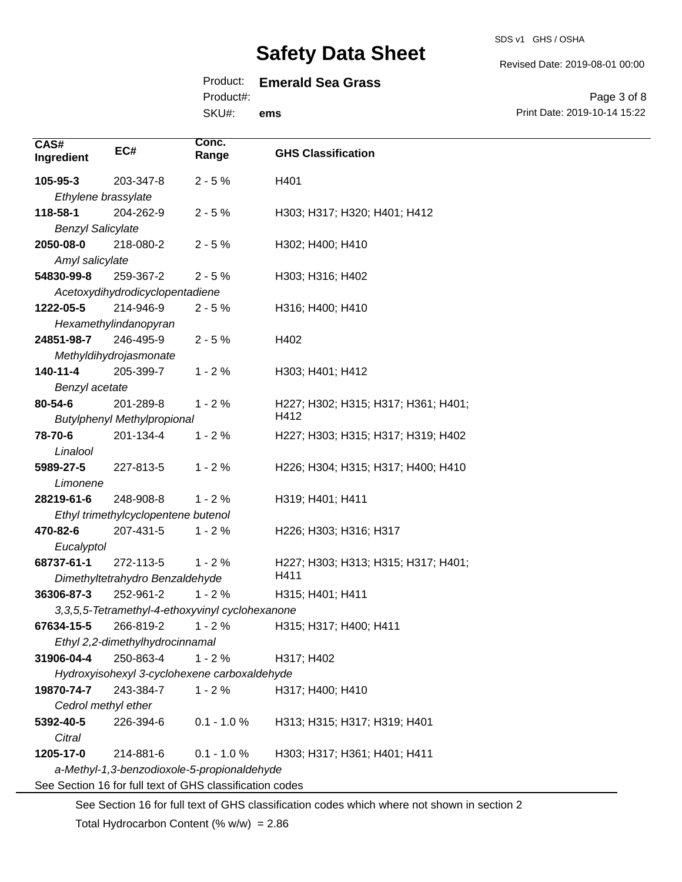| CAS# Ingredient | EC# | Conc. Range | GHS Classification |
|---|---|---|---|
| **105-95-3** *Ethylene brassylate* | 203-347-8 | 2 - 5 % | H401 |
| **118-58-1** *Benzyl Salicylate* | 204-262-9 | 2 - 5 % | H303; H317; H320; H401; H412 |
| **2050-08-0** *Amyl salicylate* | 218-080-2 | 2 - 5 % | H302; H400; H410 |
| **54830-99-8** *Acetoxydihydrodicyclopentadiene* | 259-367-2 | 2 - 5 % | H303; H316; H402 |
| **1222-05-5** *Hexamethylindanopyran* | 214-946-9 | 2 - 5 % | H316; H400; H410 |
| **24851-98-7** *Methyldihydrojasmonate* | 246-495-9 | 2 - 5 % | H402 |
| **140-11-4** *Benzyl acetate* | 205-399-7 | 1 - 2 % | H303; H401; H412 |
| **80-54-6** *Butylphenyl Methylpropional* | 201-289-8 | 1 - 2 % | H227; H302; H315; H317; H361; H401; H412 |
| **78-70-6** *Linalool* | 201-134-4 | 1 - 2 % | H227; H303; H315; H317; H319; H402 |
| **5989-27-5** *Limonene* | 227-813-5 | 1 - 2 % | H226; H304; H315; H317; H400; H410 |
| **28219-61-6** *Ethyl trimethylcyclopentene butenol* | 248-908-8 | 1 - 2 % | H319; H401; H411 |
| **470-82-6** *Eucalyptol* | 207-431-5 | 1 - 2 % | H226; H303; H316; H317 |
| **68737-61-1** *Dimethyltetrahydro Benzaldehyde* | 272-113-5 | 1 - 2 % | H227; H303; H313; H315; H317; H401; H411 |
| **36306-87-3** *3,3,5,5-Tetramethyl-4-ethoxyvinyl cyclohexanone* | 252-961-2 | 1 - 2 % | H315; H401; H411 |
| **67634-15-5** *Ethyl 2,2-dimethylhydrocinnamal* | 266-819-2 | 1 - 2 % | H315; H317; H400; H411 |
| **31906-04-4** *Hydroxyisohexyl 3-cyclohexene carboxaldehyde* | 250-863-4 | 1 - 2 % | H317; H402 |
| **19870-74-7** *Cedrol methyl ether* | 243-384-7 | 1 - 2 % | H317; H400; H410 |
| **5392-40-5** *Citral* | 226-394-6 | 0.1 - 1.0 % | H313; H315; H317; H319; H401 |
| **1205-17-0** *a-Methyl-1,3-benzodioxole-5-propionaldehyde* | 214-881-6 | 0.1 - 1.0 % | H303; H317; H361; H401; H411 |

See Section 16 for full text of GHS classification codes

See Section 16 for full text of GHS classification codes which where not shown in section 2

Total Hydrocarbon Content (% w/w) = 2.86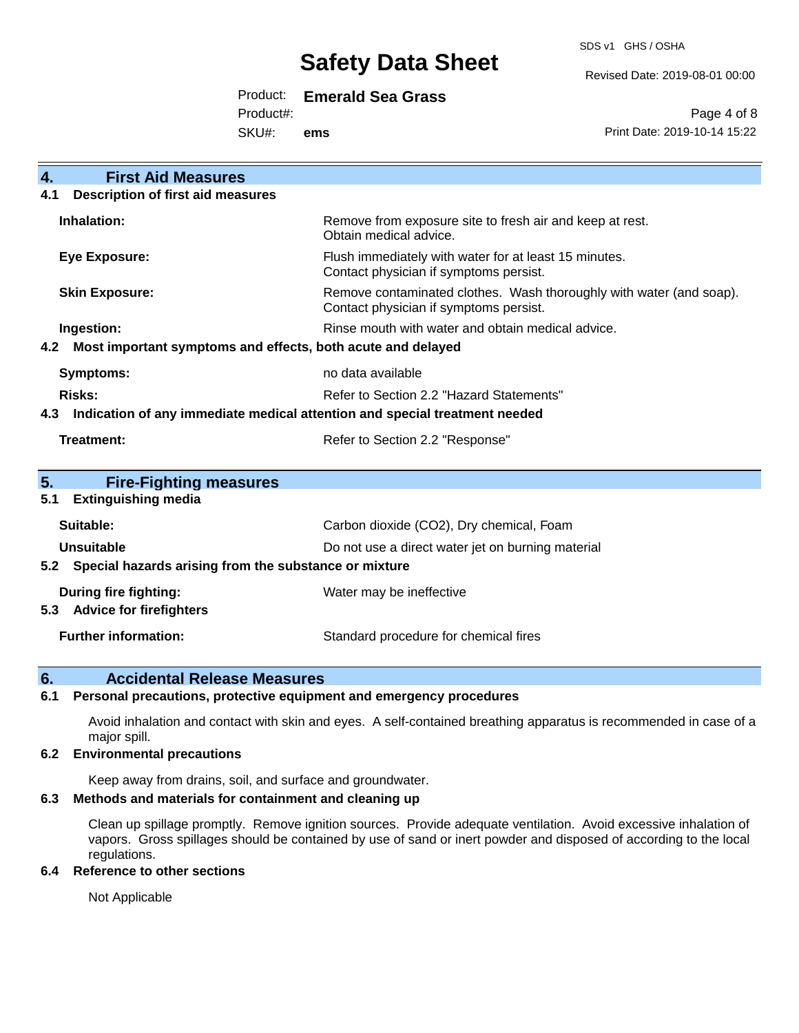## 4. First Aid Measures

### 4.1 Description of first aid measures

| | |
|---|---|
| **Inhalation:** | Remove from exposure site to fresh air and keep at rest. Obtain medical advice. |
| **Eye Exposure:** | Flush immediately with water for at least 15 minutes. Contact physician if symptoms persist. |
| **Skin Exposure:** | Remove contaminated clothes. Wash thoroughly with water (and soap). Contact physician if symptoms persist. |
| **Ingestion:** | Rinse mouth with water and obtain medical advice. |

### 4.2 Most important symptoms and effects, both acute and delayed

| | |
|---|---|
| **Symptoms:** | no data available |
| **Risks:** | Refer to Section 2.2 "Hazard Statements" |

### 4.3 Indication of any immediate medical attention and special treatment needed

| | |
|---|---|
| **Treatment:** | Refer to Section 2.2 "Response" |

## 5. Fire-Fighting measures

### 5.1 Extinguishing media

| | |
|---|---|
| **Suitable:** | Carbon dioxide ($CO_2$), Dry chemical, Foam |
| **Unsuitable** | Do not use a direct water jet on burning material |

### 5.2 Special hazards arising from the substance or mixture

| | |
|---|---|
| **During fire fighting:** | Water may be ineffective |

### 5.3 Advice for firefighters

| | |
|---|---|
| **Further information:** | Standard procedure for chemical fires |

## 6. Accidental Release Measures

### 6.1 Personal precautions, protective equipment and emergency procedures

Avoid inhalation and contact with skin and eyes. A self-contained breathing apparatus is recommended in case of a major spill.

### 6.2 Environmental precautions

Keep away from drains, soil, and surface and groundwater.

### 6.3 Methods and materials for containment and cleaning up

Clean up spillage promptly. Remove ignition sources. Provide adequate ventilation. Avoid excessive inhalation of vapors. Gross spillages should be contained by use of sand or inert powder and disposed of according to the local regulations.

### 6.4 Reference to other sections

Not Applicable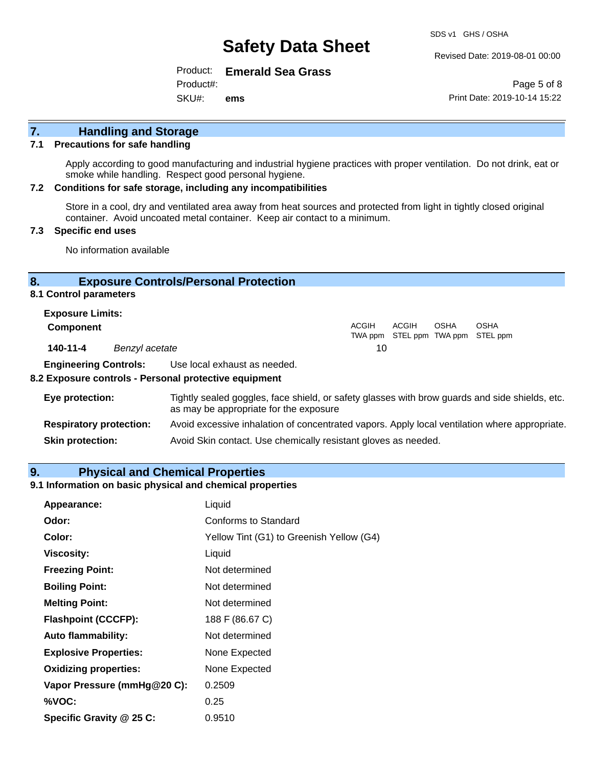## 7. Handling and Storage

### 7.1 Precautions for safe handling

Apply according to good manufacturing and industrial hygiene practices with proper ventilation. Do not drink, eat or smoke while handling. Respect good personal hygiene.

### 7.2 Conditions for safe storage, including any incompatibilities

Store in a cool, dry and ventilated area away from heat sources and protected from light in tightly closed original container. Avoid uncoated metal container. Keep air contact to a minimum.

### 7.3 Specific end uses

No information available

## 8. Exposure Controls/Personal Protection

### 8.1 Control parameters

**Exposure Limits:**

| Component | | ACGIH TWA ppm | ACGIH STEL ppm | OSHA TWA ppm | OSHA STEL ppm |
|---|---|---|---|---|---|
| **140-11-4** | *Benzyl acetate* | 10 | | | |

**Engineering Controls:** Use local exhaust as needed.

### 8.2 Exposure controls - Personal protective equipment

| | |
|---|---|
| **Eye protection:** | Tightly sealed goggles, face shield, or safety glasses with brow guards and side shields, etc. as may be appropriate for the exposure |
| **Respiratory protection:** | Avoid excessive inhalation of concentrated vapors. Apply local ventilation where appropriate. |
| **Skin protection:** | Avoid Skin contact. Use chemically resistant gloves as needed. |

## 9. Physical and Chemical Properties

### 9.1 Information on basic physical and chemical properties

| | |
|---|---|
| **Appearance:** | Liquid |
| **Odor:** | Conforms to Standard |
| **Color:** | Yellow Tint (G1) to Greenish Yellow (G4) |
| **Viscosity:** | Liquid |
| **Freezing Point:** | Not determined |
| **Boiling Point:** | Not determined |
| **Melting Point:** | Not determined |
| **Flashpoint (CCCFP):** | 188 F (86.67 C) |
| **Auto flammability:** | Not determined |
| **Explosive Properties:** | None Expected |
| **Oxidizing properties:** | None Expected |
| **Vapor Pressure (mmHg@20 C):** | 0.2509 |
| **%VOC:** | 0.25 |
| **Specific Gravity @ 25 C:** | 0.9510 |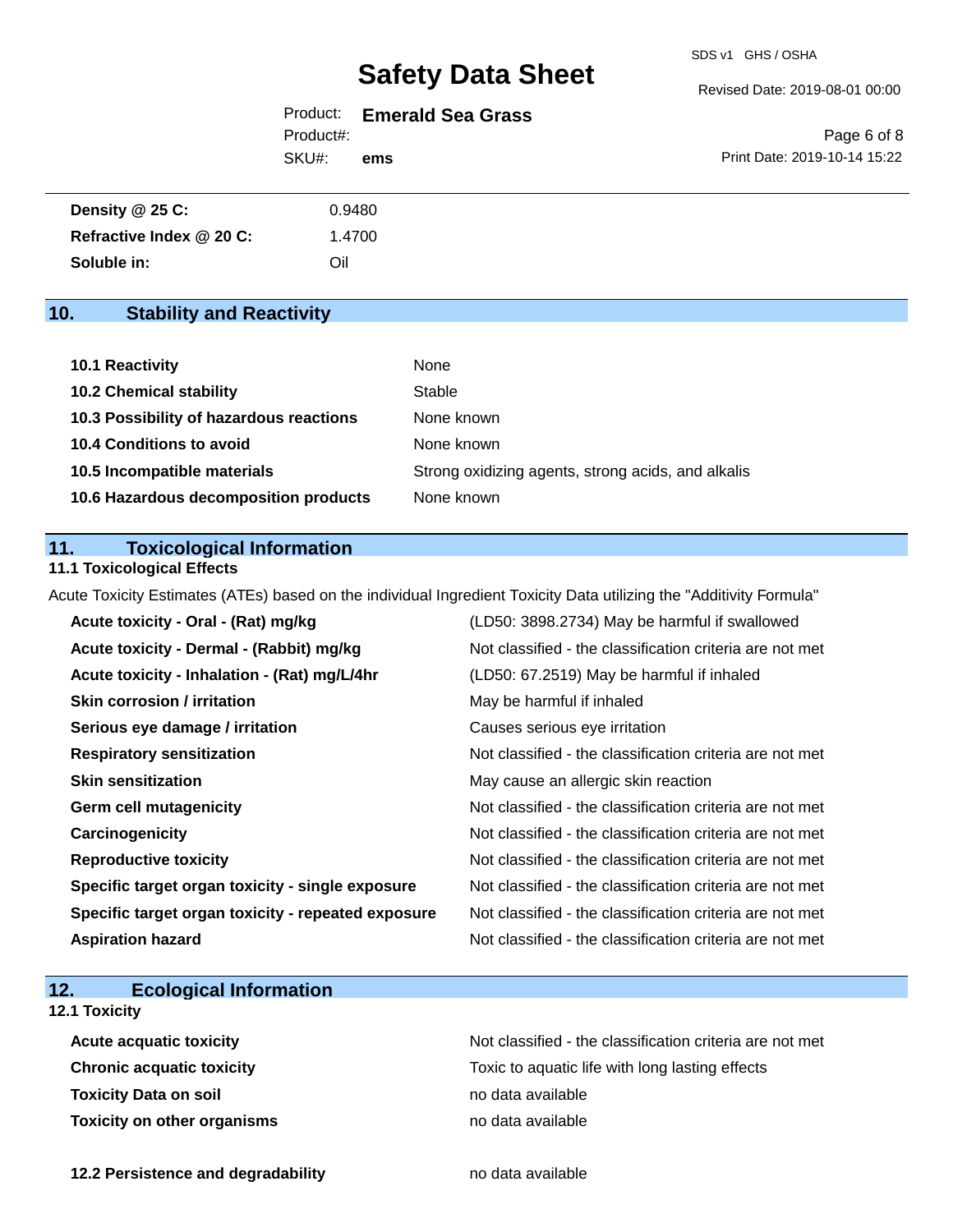| | |
|---|---|
| **Density @ 25 C:** | 0.9480 |
| **Refractive Index @ 20 C:** | 1.4700 |
| **Soluble in:** | Oil |

## 10. Stability and Reactivity

| | |
|---|---|
| **10.1 Reactivity** | None |
| **10.2 Chemical stability** | Stable |
| **10.3 Possibility of hazardous reactions** | None known |
| **10.4 Conditions to avoid** | None known |
| **10.5 Incompatible materials** | Strong oxidizing agents, strong acids, and alkalis |
| **10.6 Hazardous decomposition products** | None known |

## 11. Toxicological Information

### 11.1 Toxicological Effects

Acute Toxicity Estimates (ATEs) based on the individual Ingredient Toxicity Data utilizing the "Additivity Formula"

| | |
|---|---|
| **Acute toxicity - Oral - (Rat) mg/kg** | (LD50: 3898.2734) May be harmful if swallowed |
| **Acute toxicity - Dermal - (Rabbit) mg/kg** | Not classified - the classification criteria are not met |
| **Acute toxicity - Inhalation - (Rat) mg/L/4hr** | (LD50: 67.2519) May be harmful if inhaled |
| **Skin corrosion / irritation** | May be harmful if inhaled |
| **Serious eye damage / irritation** | Causes serious eye irritation |
| **Respiratory sensitization** | Not classified - the classification criteria are not met |
| **Skin sensitization** | May cause an allergic skin reaction |
| **Germ cell mutagenicity** | Not classified - the classification criteria are not met |
| **Carcinogenicity** | Not classified - the classification criteria are not met |
| **Reproductive toxicity** | Not classified - the classification criteria are not met |
| **Specific target organ toxicity - single exposure** | Not classified - the classification criteria are not met |
| **Specific target organ toxicity - repeated exposure** | Not classified - the classification criteria are not met |
| **Aspiration hazard** | Not classified - the classification criteria are not met |

## 12. Ecological Information

### 12.1 Toxicity

| | |
|---|---|
| **Acute acquatic toxicity** | Not classified - the classification criteria are not met |
| **Chronic acquatic toxicity** | Toxic to aquatic life with long lasting effects |
| **Toxicity Data on soil** | no data available |
| **Toxicity on other organisms** | no data available |

| | |
|---|---|
| **12.2 Persistence and degradability** | no data available |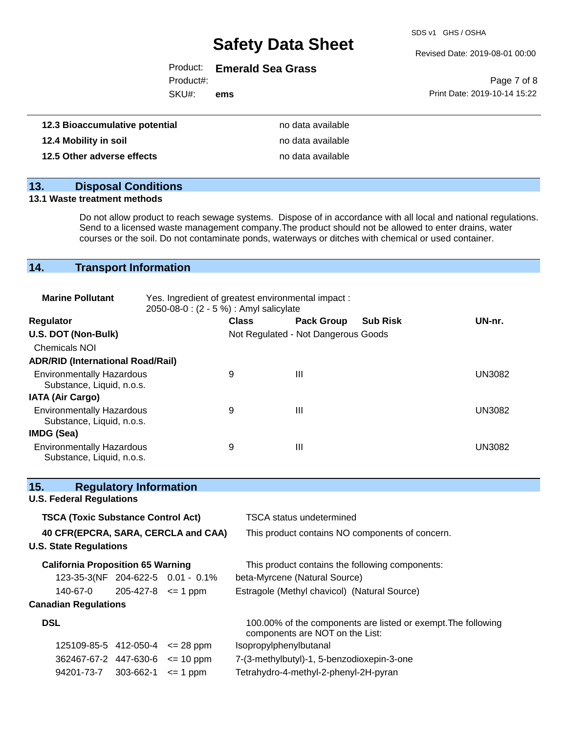| | |
|---|---|
| **12.3 Bioaccumulative potential** | no data available |
| **12.4 Mobility in soil** | no data available |
| **12.5 Other adverse effects** | no data available |

## 13. Disposal Conditions

**13.1 Waste treatment methods**

Do not allow product to reach sewage systems. Dispose of in accordance with all local and national regulations. Send to a licensed waste management company.The product should not be allowed to enter drains, water courses or the soil. Do not contaminate ponds, waterways or ditches with chemical or used container.

## 14. Transport Information

**Marine Pollutant** Yes. Ingredient of greatest environmental impact : 2050-08-0 : (2 - 5 %) : Amyl salicylate

| Regulator | Class | Pack Group | Sub Risk | UN-nr. |
|---|---|---|---|---|
| **U.S. DOT (Non-Bulk)** | Not Regulated - Not Dangerous Goods | | | |
| Chemicals NOI | | | | |
| **ADR/RID (International Road/Rail)** | | | | |
| Environmentally Hazardous Substance, Liquid, n.o.s. | 9 | III | | UN3082 |
| **IATA (Air Cargo)** | | | | |
| Environmentally Hazardous Substance, Liquid, n.o.s. | 9 | III | | UN3082 |
| **IMDG (Sea)** | | | | |
| Environmentally Hazardous Substance, Liquid, n.o.s. | 9 | III | | UN3082 |

## 15. Regulatory Information

**U.S. Federal Regulations**

| | |
|---|---|
| **TSCA (Toxic Substance Control Act)** | TSCA status undetermined |
| **40 CFR(EPCRA, SARA, CERCLA and CAA)** | This product contains NO components of concern. |

**U.S. State Regulations**

**California Proposition 65 Warning** This product contains the following components:

| | | | |
|---|---|---|---|
| 123-35-3(NF | 204-622-5 | 0.01 - 0.1% | beta-Myrcene (Natural Source) |
| 140-67-0 | 205-427-8 | <= 1 ppm | Estragole (Methyl chavicol) (Natural Source) |

**Canadian Regulations**

**DSL** 100.00% of the components are listed or exempt.The following components are NOT on the List:

| | | | |
|---|---|---|---|
| 125109-85-5 | 412-050-4 | <= 28 ppm | Isopropylphenylbutanal |
| 362467-67-2 | 447-630-6 | <= 10 ppm | 7-(3-methylbutyl)-1, 5-benzodioxepin-3-one |
| 94201-73-7 | 303-662-1 | <= 1 ppm | Tetrahydro-4-methyl-2-phenyl-2H-pyran |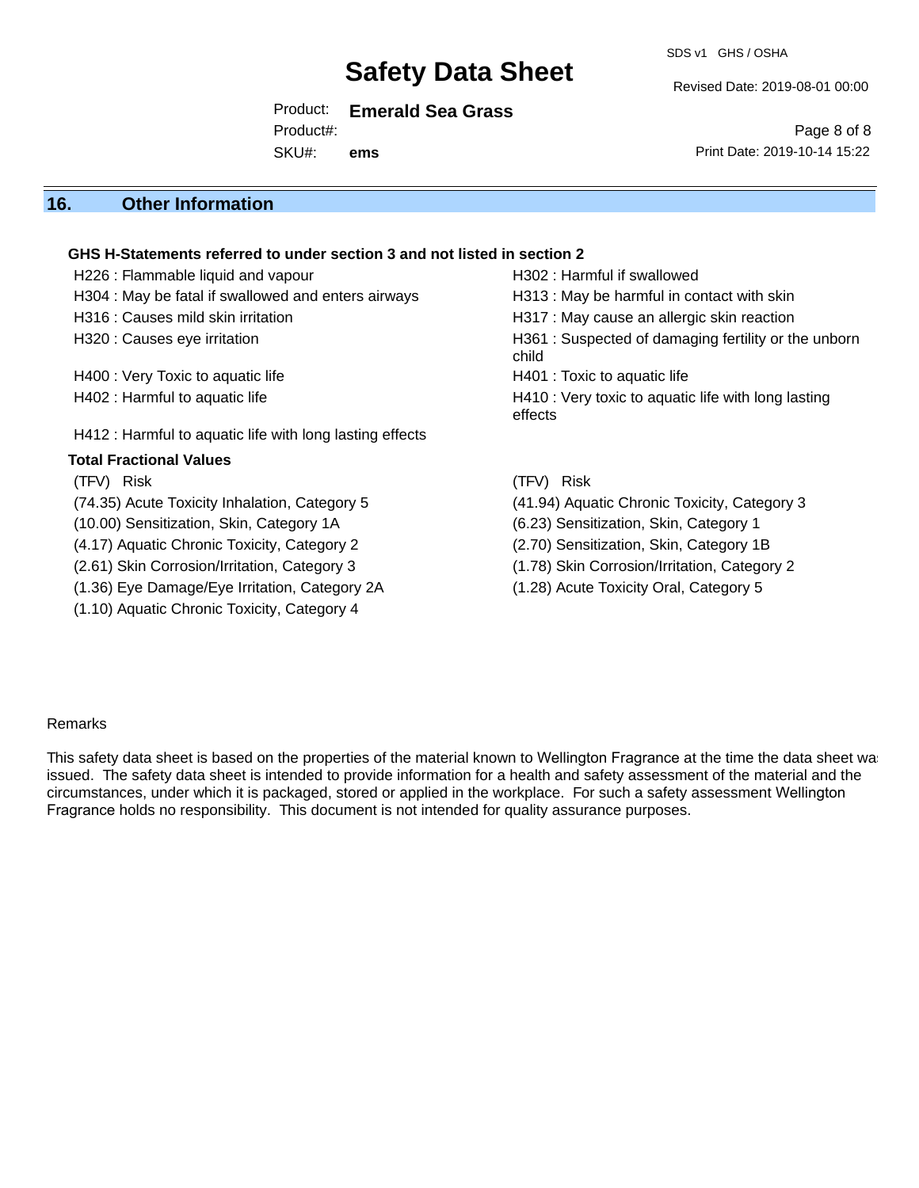## 16. Other Information

**GHS H-Statements referred to under section 3 and not listed in section 2**

H226 : Flammable liquid and vapour

H302 : Harmful if swallowed

H304 : May be fatal if swallowed and enters airways

H313 : May be harmful in contact with skin

H316 : Causes mild skin irritation

H317 : May cause an allergic skin reaction

H320 : Causes eye irritation

H361 : Suspected of damaging fertility or the unborn child

H400 : Very Toxic to aquatic life

H401 : Toxic to aquatic life

H402 : Harmful to aquatic life

H410 : Very toxic to aquatic life with long lasting effects

H412 : Harmful to aquatic life with long lasting effects

**Total Fractional Values**

| (TFV) Risk | (TFV) Risk |
| --- | --- |
| (74.35) Acute Toxicity Inhalation, Category 5 | (41.94) Aquatic Chronic Toxicity, Category 3 |
| (10.00) Sensitization, Skin, Category 1A | (6.23) Sensitization, Skin, Category 1 |
| (4.17) Aquatic Chronic Toxicity, Category 2 | (2.70) Sensitization, Skin, Category 1B |
| (2.61) Skin Corrosion/Irritation, Category 3 | (1.78) Skin Corrosion/Irritation, Category 2 |
| (1.36) Eye Damage/Eye Irritation, Category 2A | (1.28) Acute Toxicity Oral, Category 5 |
| (1.10) Aquatic Chronic Toxicity, Category 4 | |

Remarks

This safety data sheet is based on the properties of the material known to Wellington Fragrance at the time the data sheet was issued. The safety data sheet is intended to provide information for a health and safety assessment of the material and the circumstances, under which it is packaged, stored or applied in the workplace. For such a safety assessment Wellington Fragrance holds no responsibility. This document is not intended for quality assurance purposes.